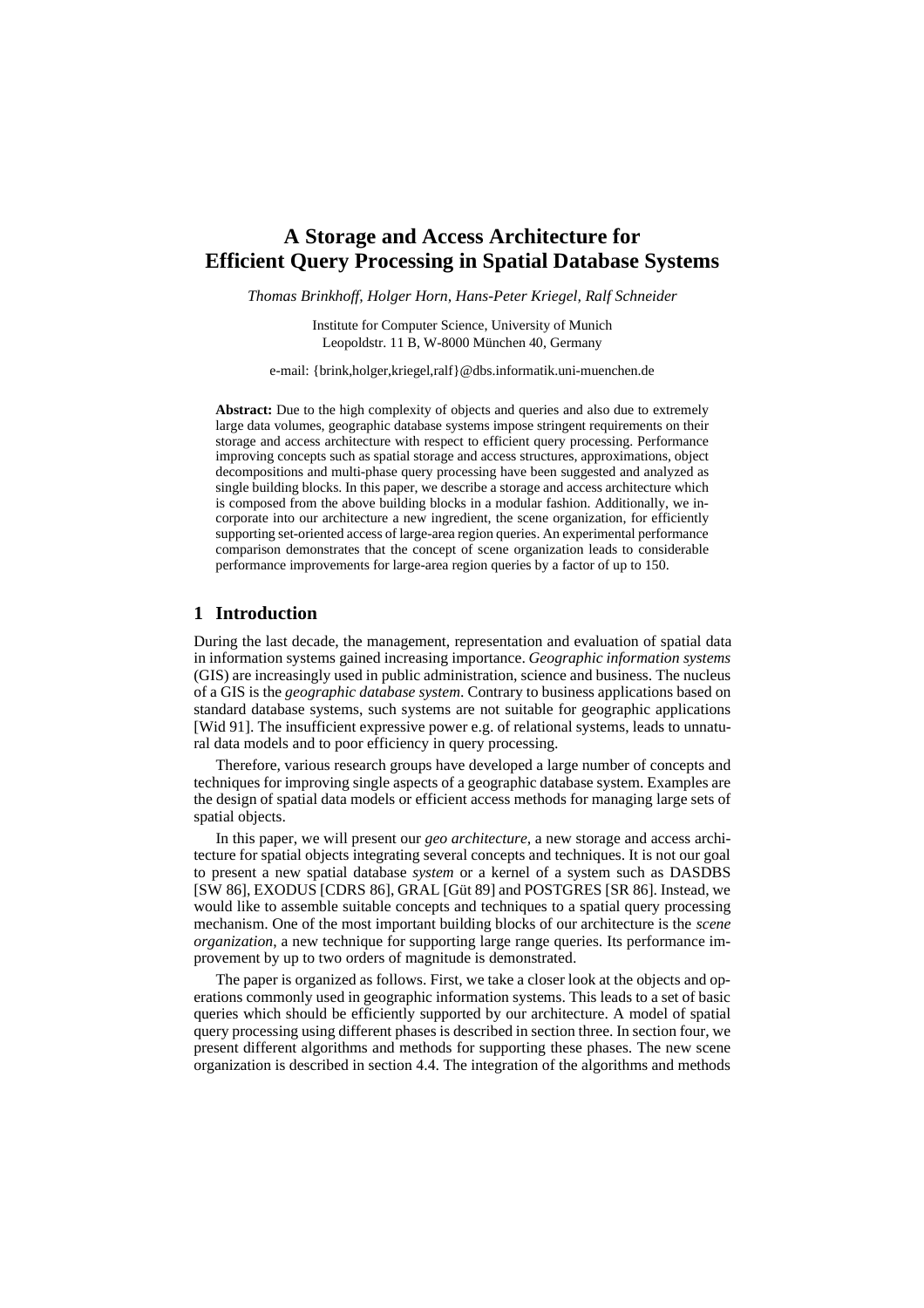# A Storage and Access Architecture for Efficient Query Processing in Spatial Database Systems

*Thomas Brinkhoff, Holger Horn, Hans-Peter Kriegel, Ralf Schneider*

Institute for Computer Science, University of Munich
Leopoldstr. 11 B, W-8000 München 40, Germany

e-mail: {brink,holger,kriegel,ralf}@dbs.informatik.uni-muenchen.de

**Abstract:** Due to the high complexity of objects and queries and also due to extremely large data volumes, geographic database systems impose stringent requirements on their storage and access architecture with respect to efficient query processing. Performance improving concepts such as spatial storage and access structures, approximations, object decompositions and multi-phase query processing have been suggested and analyzed as single building blocks. In this paper, we describe a storage and access architecture which is composed from the above building blocks in a modular fashion. Additionally, we incorporate into our architecture a new ingredient, the scene organization, for efficiently supporting set-oriented access of large-area region queries. An experimental performance comparison demonstrates that the concept of scene organization leads to considerable performance improvements for large-area region queries by a factor of up to 150.

## 1 Introduction

During the last decade, the management, representation and evaluation of spatial data in information systems gained increasing importance. *Geographic information systems* (GIS) are increasingly used in public administration, science and business. The nucleus of a GIS is the *geographic database system*. Contrary to business applications based on standard database systems, such systems are not suitable for geographic applications [Wid 91]. The insufficient expressive power e.g. of relational systems, leads to unnatural data models and to poor efficiency in query processing.

Therefore, various research groups have developed a large number of concepts and techniques for improving single aspects of a geographic database system. Examples are the design of spatial data models or efficient access methods for managing large sets of spatial objects.

In this paper, we will present our *geo architecture*, a new storage and access architecture for spatial objects integrating several concepts and techniques. It is not our goal to present a new spatial database *system* or a kernel of a system such as DASDBS [SW 86], EXODUS [CDRS 86], GRAL [Güt 89] and POSTGRES [SR 86]. Instead, we would like to assemble suitable concepts and techniques to a spatial query processing mechanism. One of the most important building blocks of our architecture is the *scene organization*, a new technique for supporting large range queries. Its performance improvement by up to two orders of magnitude is demonstrated.

The paper is organized as follows. First, we take a closer look at the objects and operations commonly used in geographic information systems. This leads to a set of basic queries which should be efficiently supported by our architecture. A model of spatial query processing using different phases is described in section three. In section four, we present different algorithms and methods for supporting these phases. The new scene organization is described in section 4.4. The integration of the algorithms and methods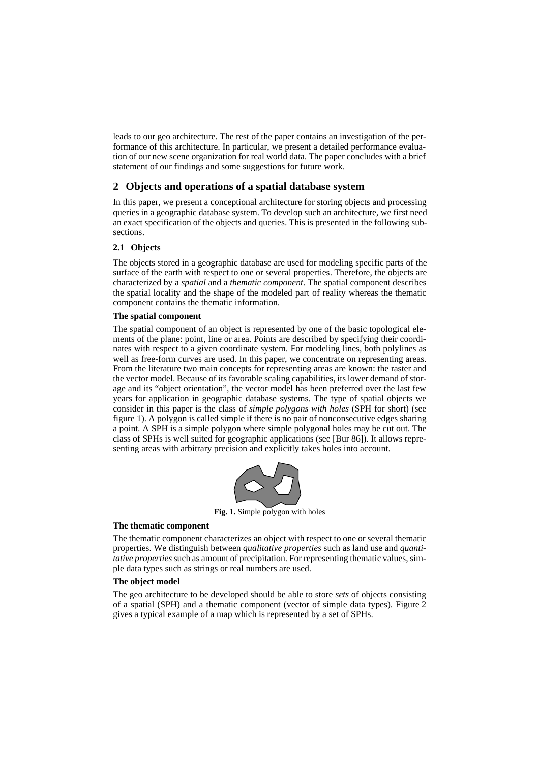leads to our geo architecture. The rest of the paper contains an investigation of the performance of this architecture. In particular, we present a detailed performance evaluation of our new scene organization for real world data. The paper concludes with a brief statement of our findings and some suggestions for future work.

## 2 Objects and operations of a spatial database system

In this paper, we present a conceptional architecture for storing objects and processing queries in a geographic database system. To develop such an architecture, we first need an exact specification of the objects and queries. This is presented in the following subsections.

### 2.1 Objects

The objects stored in a geographic database are used for modeling specific parts of the surface of the earth with respect to one or several properties. Therefore, the objects are characterized by a *spatial* and a *thematic component*. The spatial component describes the spatial locality and the shape of the modeled part of reality whereas the thematic component contains the thematic information.

**The spatial component**

The spatial component of an object is represented by one of the basic topological elements of the plane: point, line or area. Points are described by specifying their coordinates with respect to a given coordinate system. For modeling lines, both polylines as well as free-form curves are used. In this paper, we concentrate on representing areas. From the literature two main concepts for representing areas are known: the raster and the vector model. Because of its favorable scaling capabilities, its lower demand of storage and its "object orientation", the vector model has been preferred over the last few years for application in geographic database systems. The type of spatial objects we consider in this paper is the class of *simple polygons with holes* (SPH for short) (see figure 1). A polygon is called simple if there is no pair of nonconsecutive edges sharing a point. A SPH is a simple polygon where simple polygonal holes may be cut out. The class of SPHs is well suited for geographic applications (see [Bur 86]). It allows representing areas with arbitrary precision and explicitly takes holes into account.

**Fig. 1.** Simple polygon with holes

**The thematic component**

The thematic component characterizes an object with respect to one or several thematic properties. We distinguish between *qualitative properties* such as land use and *quantitative properties* such as amount of precipitation. For representing thematic values, simple data types such as strings or real numbers are used.

**The object model**

The geo architecture to be developed should be able to store *sets* of objects consisting of a spatial (SPH) and a thematic component (vector of simple data types). Figure 2 gives a typical example of a map which is represented by a set of SPHs.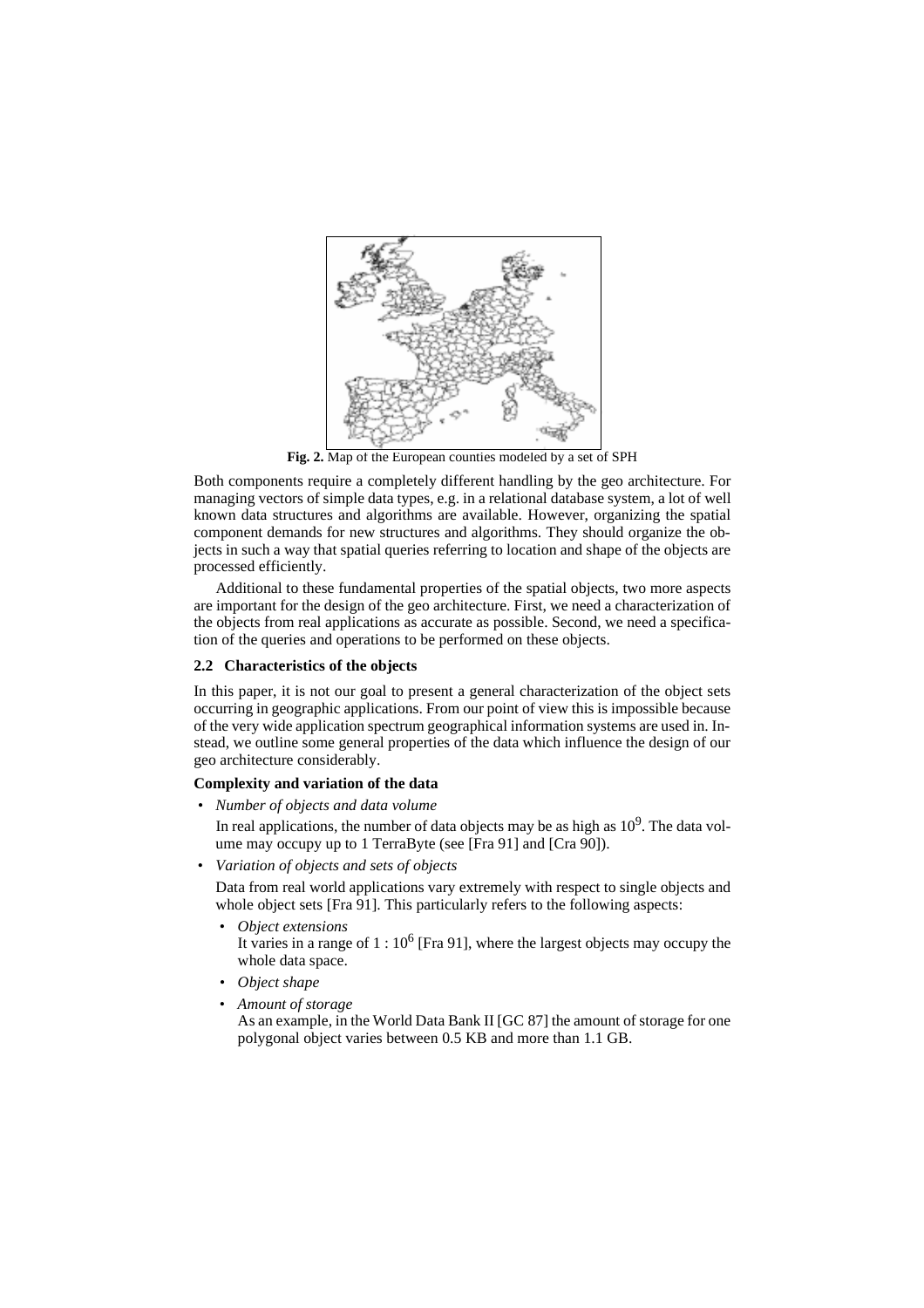**Fig. 2.** Map of the European counties modeled by a set of SPH

Both components require a completely different handling by the geo architecture. For managing vectors of simple data types, e.g. in a relational database system, a lot of well known data structures and algorithms are available. However, organizing the spatial component demands for new structures and algorithms. They should organize the objects in such a way that spatial queries referring to location and shape of the objects are processed efficiently.

Additional to these fundamental properties of the spatial objects, two more aspects are important for the design of the geo architecture. First, we need a characterization of the objects from real applications as accurate as possible. Second, we need a specification of the queries and operations to be performed on these objects.

### 2.2 Characteristics of the objects

In this paper, it is not our goal to present a general characterization of the object sets occurring in geographic applications. From our point of view this is impossible because of the very wide application spectrum geographical information systems are used in. Instead, we outline some general properties of the data which influence the design of our geo architecture considerably.

**Complexity and variation of the data**

- *Number of objects and data volume*

  In real applications, the number of data objects may be as high as $10^9$. The data volume may occupy up to 1 TerraByte (see [Fra 91] and [Cra 90]).

- *Variation of objects and sets of objects*

  Data from real world applications vary extremely with respect to single objects and whole object sets [Fra 91]. This particularly refers to the following aspects:

  - *Object extensions*
    It varies in a range of $1 : 10^6$ [Fra 91], where the largest objects may occupy the whole data space.
  - *Object shape*
  - *Amount of storage*
    As an example, in the World Data Bank II [GC 87] the amount of storage for one polygonal object varies between 0.5 KB and more than 1.1 GB.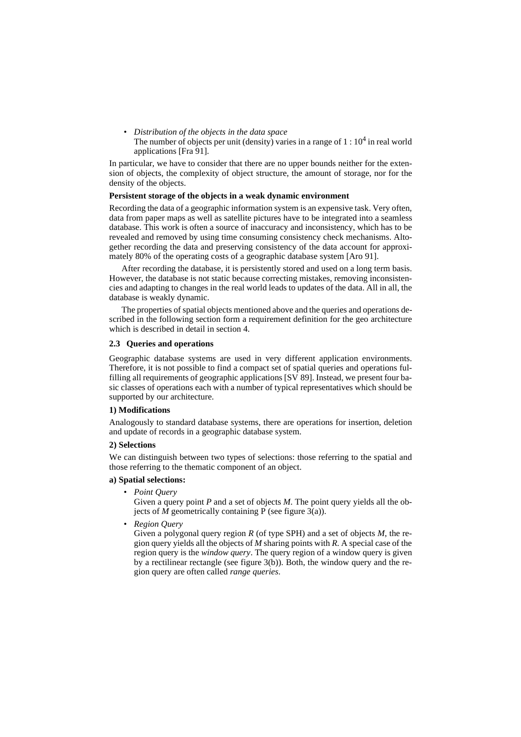- *Distribution of the objects in the data space*
  The number of objects per unit (density) varies in a range of $1 : 10^4$ in real world applications [Fra 91].

In particular, we have to consider that there are no upper bounds neither for the extension of objects, the complexity of object structure, the amount of storage, nor for the density of the objects.

**Persistent storage of the objects in a weak dynamic environment**

Recording the data of a geographic information system is an expensive task. Very often, data from paper maps as well as satellite pictures have to be integrated into a seamless database. This work is often a source of inaccuracy and inconsistency, which has to be revealed and removed by using time consuming consistency check mechanisms. Altogether recording the data and preserving consistency of the data account for approximately 80% of the operating costs of a geographic database system [Aro 91].

After recording the database, it is persistently stored and used on a long term basis. However, the database is not static because correcting mistakes, removing inconsistencies and adapting to changes in the real world leads to updates of the data. All in all, the database is weakly dynamic.

The properties of spatial objects mentioned above and the queries and operations described in the following section form a requirement definition for the geo architecture which is described in detail in section 4.

### 2.3 Queries and operations

Geographic database systems are used in very different application environments. Therefore, it is not possible to find a compact set of spatial queries and operations fulfilling all requirements of geographic applications [SV 89]. Instead, we present four basic classes of operations each with a number of typical representatives which should be supported by our architecture.

**1) Modifications**

Analogously to standard database systems, there are operations for insertion, deletion and update of records in a geographic database system.

**2) Selections**

We can distinguish between two types of selections: those referring to the spatial and those referring to the thematic component of an object.

**a) Spatial selections:**

- *Point Query*
  Given a query point *P* and a set of objects *M*. The point query yields all the objects of *M* geometrically containing P (see figure 3(a)).
- *Region Query*
  Given a polygonal query region *R* (of type SPH) and a set of objects *M*, the region query yields all the objects of *M* sharing points with *R*. A special case of the region query is the *window query*. The query region of a window query is given by a rectilinear rectangle (see figure 3(b)). Both, the window query and the region query are often called *range queries*.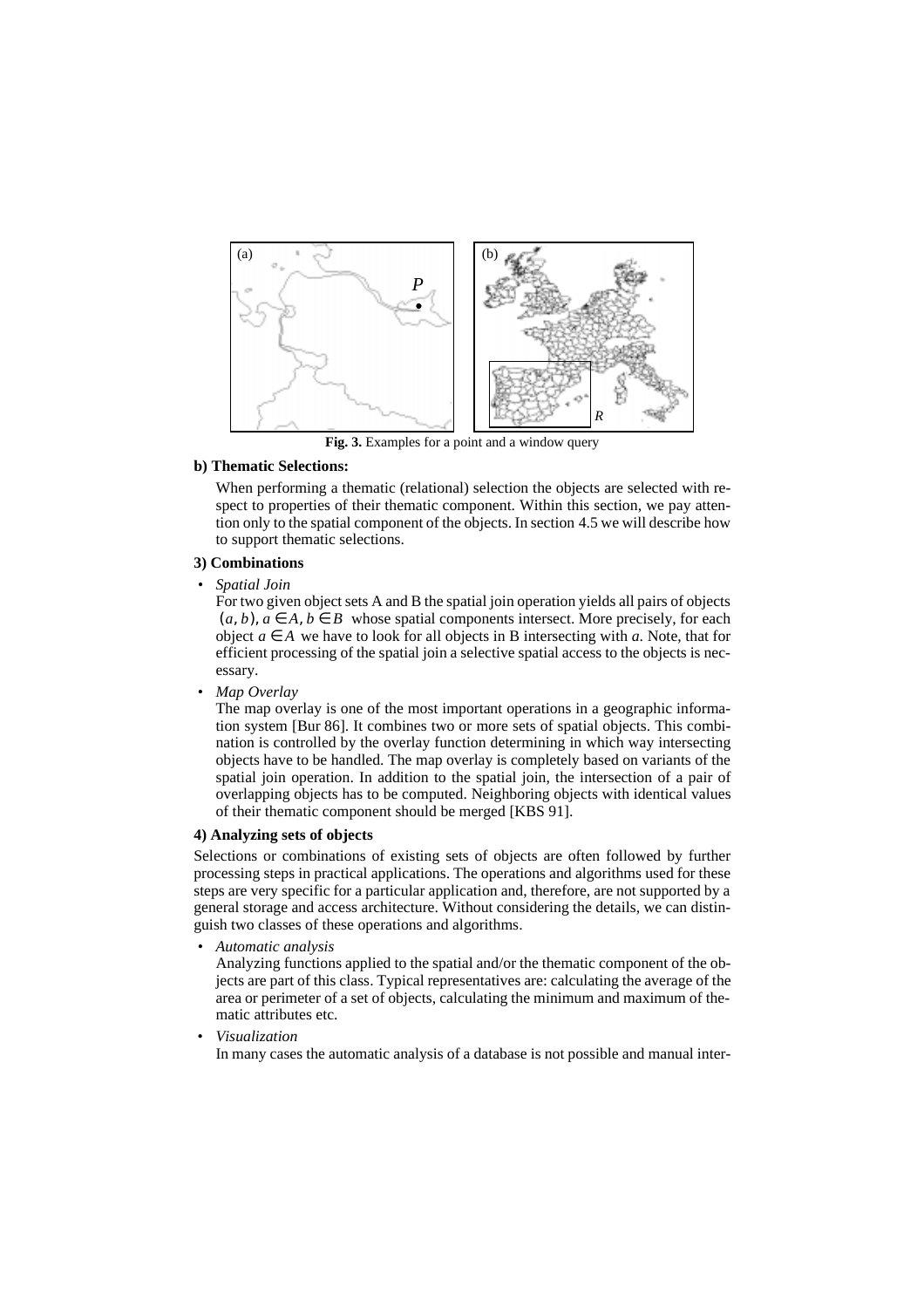Fig. 3. Examples for a point and a window query

**b) Thematic Selections:**

When performing a thematic (relational) selection the objects are selected with respect to properties of their thematic component. Within this section, we pay attention only to the spatial component of the objects. In section 4.5 we will describe how to support thematic selections.

**3) Combinations**

- *Spatial Join*

  For two given object sets A and B the spatial join operation yields all pairs of objects $(a, b), a \in A, b \in B$ whose spatial components intersect. More precisely, for each object $a \in A$ we have to look for all objects in B intersecting with *a*. Note, that for efficient processing of the spatial join a selective spatial access to the objects is necessary.

- *Map Overlay*

  The map overlay is one of the most important operations in a geographic information system [Bur 86]. It combines two or more sets of spatial objects. This combination is controlled by the overlay function determining in which way intersecting objects have to be handled. The map overlay is completely based on variants of the spatial join operation. In addition to the spatial join, the intersection of a pair of overlapping objects has to be computed. Neighboring objects with identical values of their thematic component should be merged [KBS 91].

**4) Analyzing sets of objects**

Selections or combinations of existing sets of objects are often followed by further processing steps in practical applications. The operations and algorithms used for these steps are very specific for a particular application and, therefore, are not supported by a general storage and access architecture. Without considering the details, we can distinguish two classes of these operations and algorithms.

- *Automatic analysis*

  Analyzing functions applied to the spatial and/or the thematic component of the objects are part of this class. Typical representatives are: calculating the average of the area or perimeter of a set of objects, calculating the minimum and maximum of thematic attributes etc.

- *Visualization*

  In many cases the automatic analysis of a database is not possible and manual inter-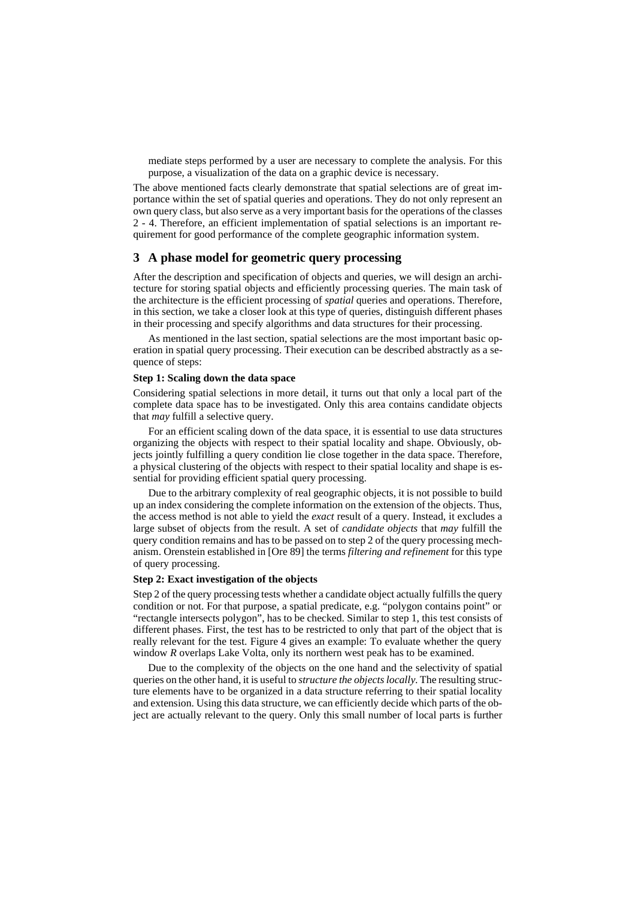mediate steps performed by a user are necessary to complete the analysis. For this purpose, a visualization of the data on a graphic device is necessary.

The above mentioned facts clearly demonstrate that spatial selections are of great importance within the set of spatial queries and operations. They do not only represent an own query class, but also serve as a very important basis for the operations of the classes 2 - 4. Therefore, an efficient implementation of spatial selections is an important requirement for good performance of the complete geographic information system.

## 3 A phase model for geometric query processing

After the description and specification of objects and queries, we will design an architecture for storing spatial objects and efficiently processing queries. The main task of the architecture is the efficient processing of *spatial* queries and operations. Therefore, in this section, we take a closer look at this type of queries, distinguish different phases in their processing and specify algorithms and data structures for their processing.

As mentioned in the last section, spatial selections are the most important basic operation in spatial query processing. Their execution can be described abstractly as a sequence of steps:

**Step 1: Scaling down the data space**

Considering spatial selections in more detail, it turns out that only a local part of the complete data space has to be investigated. Only this area contains candidate objects that *may* fulfill a selective query.

For an efficient scaling down of the data space, it is essential to use data structures organizing the objects with respect to their spatial locality and shape. Obviously, objects jointly fulfilling a query condition lie close together in the data space. Therefore, a physical clustering of the objects with respect to their spatial locality and shape is essential for providing efficient spatial query processing.

Due to the arbitrary complexity of real geographic objects, it is not possible to build up an index considering the complete information on the extension of the objects. Thus, the access method is not able to yield the *exact* result of a query. Instead, it excludes a large subset of objects from the result. A set of *candidate objects* that *may* fulfill the query condition remains and has to be passed on to step 2 of the query processing mechanism. Orenstein established in [Ore 89] the terms *filtering and refinement* for this type of query processing.

**Step 2: Exact investigation of the objects**

Step 2 of the query processing tests whether a candidate object actually fulfills the query condition or not. For that purpose, a spatial predicate, e.g. "polygon contains point" or "rectangle intersects polygon", has to be checked. Similar to step 1, this test consists of different phases. First, the test has to be restricted to only that part of the object that is really relevant for the test. Figure 4 gives an example: To evaluate whether the query window *R* overlaps Lake Volta, only its northern west peak has to be examined.

Due to the complexity of the objects on the one hand and the selectivity of spatial queries on the other hand, it is useful to *structure the objects locally*. The resulting structure elements have to be organized in a data structure referring to their spatial locality and extension. Using this data structure, we can efficiently decide which parts of the object are actually relevant to the query. Only this small number of local parts is further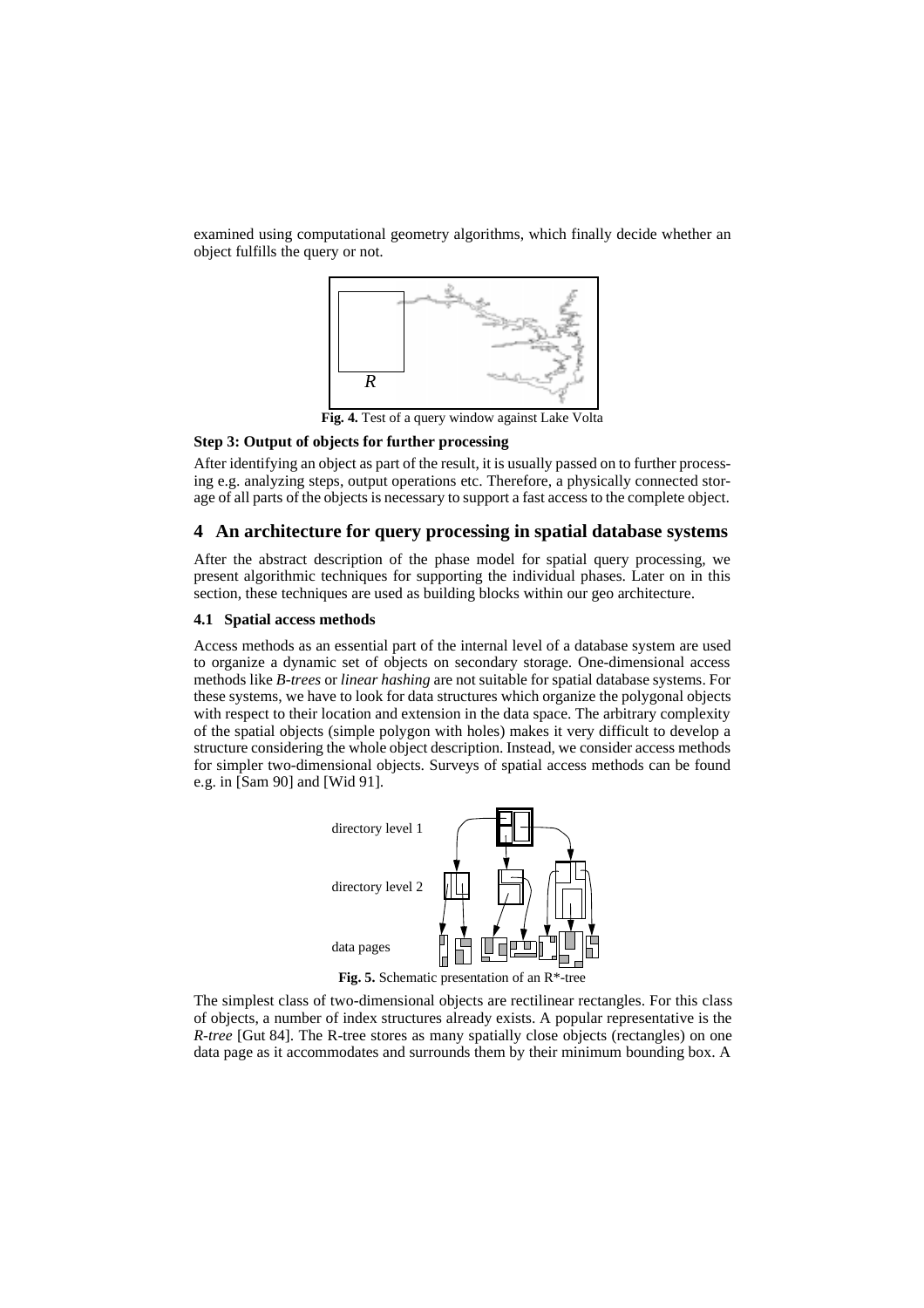examined using computational geometry algorithms, which finally decide whether an object fulfills the query or not.

**Fig. 4.** Test of a query window against Lake Volta

### Step 3: Output of objects for further processing

After identifying an object as part of the result, it is usually passed on to further processing e.g. analyzing steps, output operations etc. Therefore, a physically connected storage of all parts of the objects is necessary to support a fast access to the complete object.

## 4 An architecture for query processing in spatial database systems

After the abstract description of the phase model for spatial query processing, we present algorithmic techniques for supporting the individual phases. Later on in this section, these techniques are used as building blocks within our geo architecture.

### 4.1 Spatial access methods

Access methods as an essential part of the internal level of a database system are used to organize a dynamic set of objects on secondary storage. One-dimensional access methods like *B-trees* or *linear hashing* are not suitable for spatial database systems. For these systems, we have to look for data structures which organize the polygonal objects with respect to their location and extension in the data space. The arbitrary complexity of the spatial objects (simple polygon with holes) makes it very difficult to develop a structure considering the whole object description. Instead, we consider access methods for simpler two-dimensional objects. Surveys of spatial access methods can be found e.g. in [Sam 90] and [Wid 91].

**Fig. 5.** Schematic presentation of an R*-tree

The simplest class of two-dimensional objects are rectilinear rectangles. For this class of objects, a number of index structures already exists. A popular representative is the *R-tree* [Gut 84]. The R-tree stores as many spatially close objects (rectangles) on one data page as it accommodates and surrounds them by their minimum bounding box. A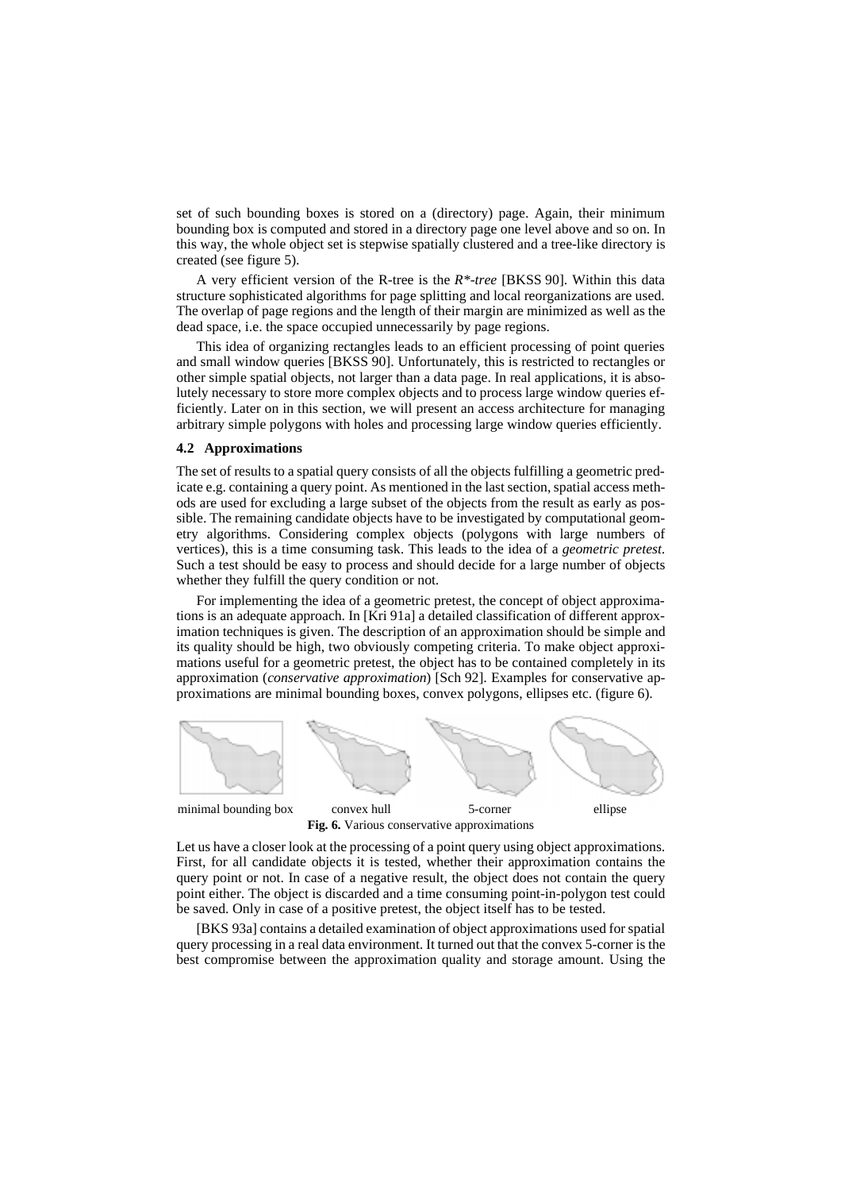set of such bounding boxes is stored on a (directory) page. Again, their minimum bounding box is computed and stored in a directory page one level above and so on. In this way, the whole object set is stepwise spatially clustered and a tree-like directory is created (see figure 5).

A very efficient version of the R-tree is the *R\*-tree* [BKSS 90]. Within this data structure sophisticated algorithms for page splitting and local reorganizations are used. The overlap of page regions and the length of their margin are minimized as well as the dead space, i.e. the space occupied unnecessarily by page regions.

This idea of organizing rectangles leads to an efficient processing of point queries and small window queries [BKSS 90]. Unfortunately, this is restricted to rectangles or other simple spatial objects, not larger than a data page. In real applications, it is absolutely necessary to store more complex objects and to process large window queries efficiently. Later on in this section, we will present an access architecture for managing arbitrary simple polygons with holes and processing large window queries efficiently.

### 4.2 Approximations

The set of results to a spatial query consists of all the objects fulfilling a geometric predicate e.g. containing a query point. As mentioned in the last section, spatial access methods are used for excluding a large subset of the objects from the result as early as possible. The remaining candidate objects have to be investigated by computational geometry algorithms. Considering complex objects (polygons with large numbers of vertices), this is a time consuming task. This leads to the idea of a *geometric pretest*. Such a test should be easy to process and should decide for a large number of objects whether they fulfill the query condition or not.

For implementing the idea of a geometric pretest, the concept of object approximations is an adequate approach. In [Kri 91a] a detailed classification of different approximation techniques is given. The description of an approximation should be simple and its quality should be high, two obviously competing criteria. To make object approximations useful for a geometric pretest, the object has to be contained completely in its approximation (*conservative approximation*) [Sch 92]. Examples for conservative approximations are minimal bounding boxes, convex polygons, ellipses etc. (figure 6).

minimal bounding box convex hull 5-corner ellipse

**Fig. 6.** Various conservative approximations

Let us have a closer look at the processing of a point query using object approximations. First, for all candidate objects it is tested, whether their approximation contains the query point or not. In case of a negative result, the object does not contain the query point either. The object is discarded and a time consuming point-in-polygon test could be saved. Only in case of a positive pretest, the object itself has to be tested.

[BKS 93a] contains a detailed examination of object approximations used for spatial query processing in a real data environment. It turned out that the convex 5-corner is the best compromise between the approximation quality and storage amount. Using the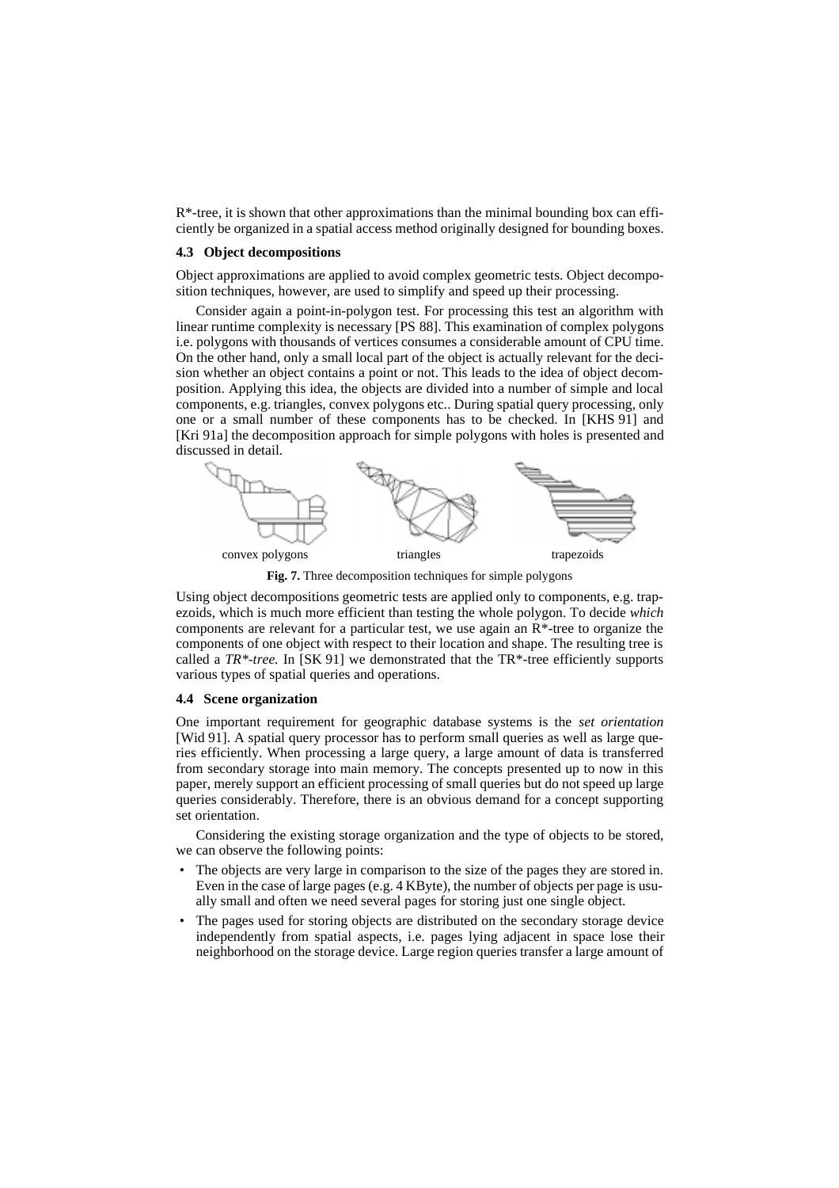R*-tree, it is shown that other approximations than the minimal bounding box can efficiently be organized in a spatial access method originally designed for bounding boxes.

### 4.3 Object decompositions

Object approximations are applied to avoid complex geometric tests. Object decomposition techniques, however, are used to simplify and speed up their processing.

Consider again a point-in-polygon test. For processing this test an algorithm with linear runtime complexity is necessary [PS 88]. This examination of complex polygons i.e. polygons with thousands of vertices consumes a considerable amount of CPU time. On the other hand, only a small local part of the object is actually relevant for the decision whether an object contains a point or not. This leads to the idea of object decomposition. Applying this idea, the objects are divided into a number of simple and local components, e.g. triangles, convex polygons etc.. During spatial query processing, only one or a small number of these components has to be checked. In [KHS 91] and [Kri 91a] the decomposition approach for simple polygons with holes is presented and discussed in detail.

convex polygons

triangles

trapezoids

**Fig. 7.** Three decomposition techniques for simple polygons

Using object decompositions geometric tests are applied only to components, e.g. trapezoids, which is much more efficient than testing the whole polygon. To decide *which* components are relevant for a particular test, we use again an R*-tree to organize the components of one object with respect to their location and shape. The resulting tree is called a *TR*-tree.* In [SK 91] we demonstrated that the TR*-tree efficiently supports various types of spatial queries and operations.

### 4.4 Scene organization

One important requirement for geographic database systems is the *set orientation* [Wid 91]. A spatial query processor has to perform small queries as well as large queries efficiently. When processing a large query, a large amount of data is transferred from secondary storage into main memory. The concepts presented up to now in this paper, merely support an efficient processing of small queries but do not speed up large queries considerably. Therefore, there is an obvious demand for a concept supporting set orientation.

Considering the existing storage organization and the type of objects to be stored, we can observe the following points:

- The objects are very large in comparison to the size of the pages they are stored in. Even in the case of large pages (e.g. 4 KByte), the number of objects per page is usually small and often we need several pages for storing just one single object.
- The pages used for storing objects are distributed on the secondary storage device independently from spatial aspects, i.e. pages lying adjacent in space lose their neighborhood on the storage device. Large region queries transfer a large amount of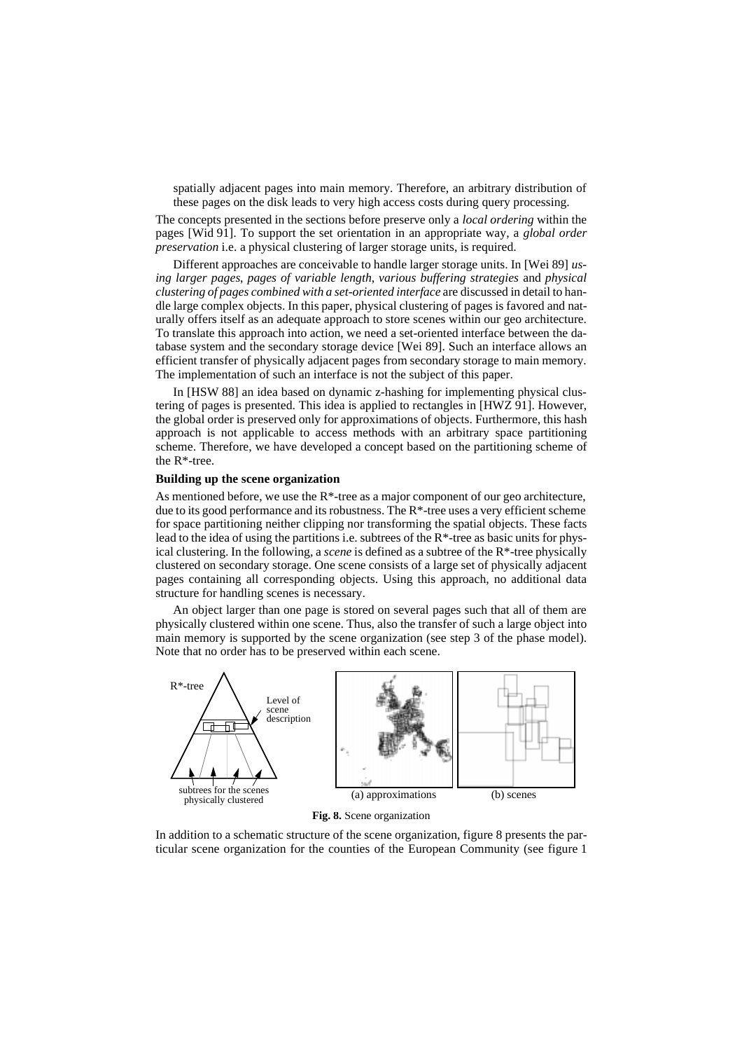spatially adjacent pages into main memory. Therefore, an arbitrary distribution of these pages on the disk leads to very high access costs during query processing.

The concepts presented in the sections before preserve only a *local ordering* within the pages [Wid 91]. To support the set orientation in an appropriate way, a *global order preservation* i.e. a physical clustering of larger storage units, is required.

Different approaches are conceivable to handle larger storage units. In [Wei 89] *using larger pages*, *pages of variable length*, *various buffering strategies* and *physical clustering of pages combined with a set-oriented interface* are discussed in detail to handle large complex objects. In this paper, physical clustering of pages is favored and naturally offers itself as an adequate approach to store scenes within our geo architecture. To translate this approach into action, we need a set-oriented interface between the database system and the secondary storage device [Wei 89]. Such an interface allows an efficient transfer of physically adjacent pages from secondary storage to main memory. The implementation of such an interface is not the subject of this paper.

In [HSW 88] an idea based on dynamic z-hashing for implementing physical clustering of pages is presented. This idea is applied to rectangles in [HWZ 91]. However, the global order is preserved only for approximations of objects. Furthermore, this hash approach is not applicable to access methods with an arbitrary space partitioning scheme. Therefore, we have developed a concept based on the partitioning scheme of the R*-tree.

**Building up the scene organization**

As mentioned before, we use the R*-tree as a major component of our geo architecture, due to its good performance and its robustness. The R*-tree uses a very efficient scheme for space partitioning neither clipping nor transforming the spatial objects. These facts lead to the idea of using the partitions i.e. subtrees of the R*-tree as basic units for physical clustering. In the following, a *scene* is defined as a subtree of the R*-tree physically clustered on secondary storage. One scene consists of a large set of physically adjacent pages containing all corresponding objects. Using this approach, no additional data structure for handling scenes is necessary.

An object larger than one page is stored on several pages such that all of them are physically clustered within one scene. Thus, also the transfer of such a large object into main memory is supported by the scene organization (see step 3 of the phase model). Note that no order has to be preserved within each scene.

R*-tree — Level of scene description — subtrees for the scenes physically clustered — (a) approximations — (b) scenes

**Fig. 8.** Scene organization

In addition to a schematic structure of the scene organization, figure 8 presents the particular scene organization for the counties of the European Community (see figure 1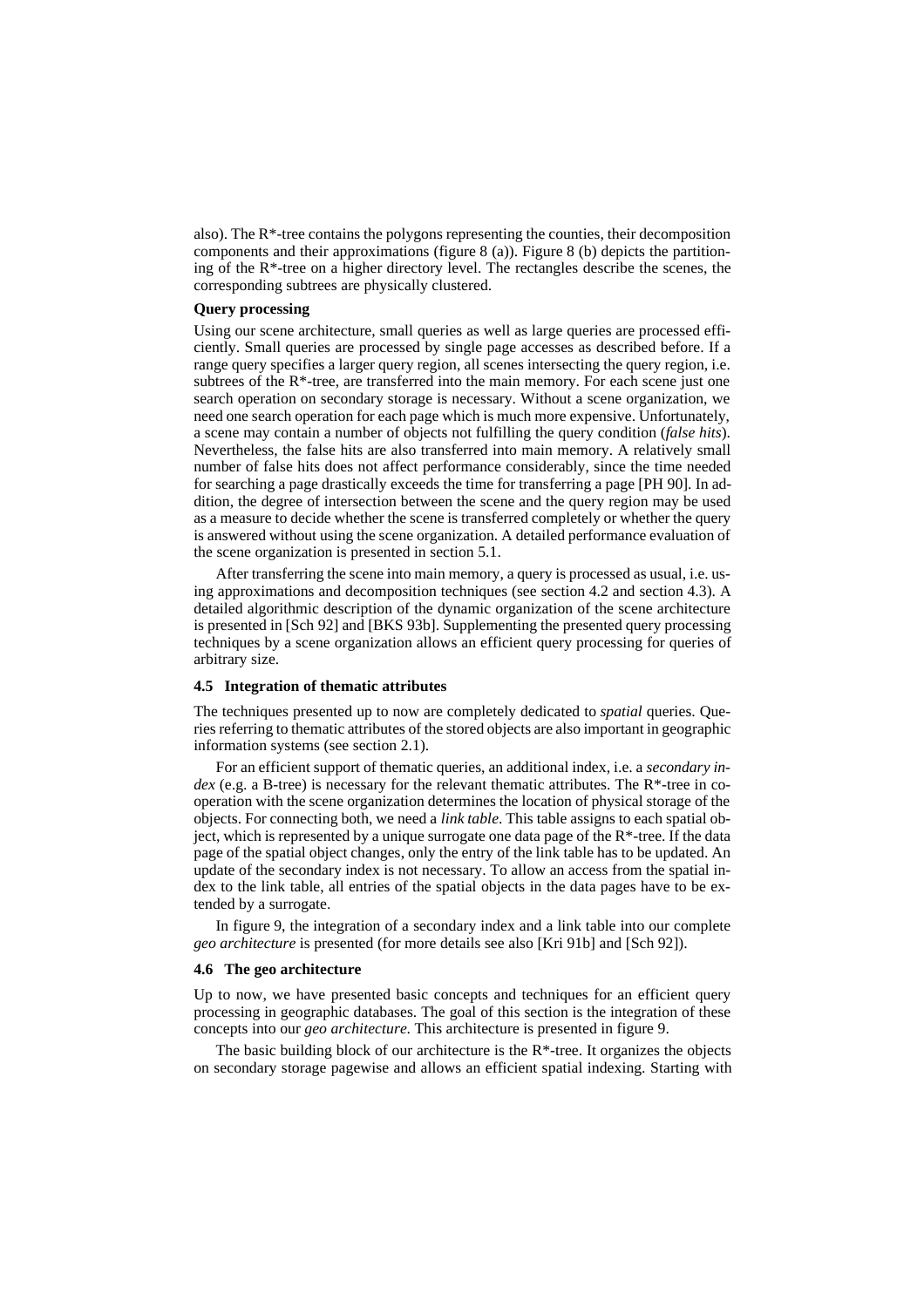also). The R*-tree contains the polygons representing the counties, their decomposition components and their approximations (figure 8 (a)). Figure 8 (b) depicts the partitioning of the R*-tree on a higher directory level. The rectangles describe the scenes, the corresponding subtrees are physically clustered.

**Query processing**

Using our scene architecture, small queries as well as large queries are processed efficiently. Small queries are processed by single page accesses as described before. If a range query specifies a larger query region, all scenes intersecting the query region, i.e. subtrees of the R*-tree, are transferred into the main memory. For each scene just one search operation on secondary storage is necessary. Without a scene organization, we need one search operation for each page which is much more expensive. Unfortunately, a scene may contain a number of objects not fulfilling the query condition (*false hits*). Nevertheless, the false hits are also transferred into main memory. A relatively small number of false hits does not affect performance considerably, since the time needed for searching a page drastically exceeds the time for transferring a page [PH 90]. In addition, the degree of intersection between the scene and the query region may be used as a measure to decide whether the scene is transferred completely or whether the query is answered without using the scene organization. A detailed performance evaluation of the scene organization is presented in section 5.1.

After transferring the scene into main memory, a query is processed as usual, i.e. using approximations and decomposition techniques (see section 4.2 and section 4.3). A detailed algorithmic description of the dynamic organization of the scene architecture is presented in [Sch 92] and [BKS 93b]. Supplementing the presented query processing techniques by a scene organization allows an efficient query processing for queries of arbitrary size.

### 4.5 Integration of thematic attributes

The techniques presented up to now are completely dedicated to *spatial* queries. Queries referring to thematic attributes of the stored objects are also important in geographic information systems (see section 2.1).

For an efficient support of thematic queries, an additional index, i.e. a *secondary index* (e.g. a B-tree) is necessary for the relevant thematic attributes. The R*-tree in cooperation with the scene organization determines the location of physical storage of the objects. For connecting both, we need a *link table*. This table assigns to each spatial object, which is represented by a unique surrogate one data page of the R*-tree. If the data page of the spatial object changes, only the entry of the link table has to be updated. An update of the secondary index is not necessary. To allow an access from the spatial index to the link table, all entries of the spatial objects in the data pages have to be extended by a surrogate.

In figure 9, the integration of a secondary index and a link table into our complete *geo architecture* is presented (for more details see also [Kri 91b] and [Sch 92]).

### 4.6 The geo architecture

Up to now, we have presented basic concepts and techniques for an efficient query processing in geographic databases. The goal of this section is the integration of these concepts into our *geo architecture.* This architecture is presented in figure 9.

The basic building block of our architecture is the R*-tree. It organizes the objects on secondary storage pagewise and allows an efficient spatial indexing. Starting with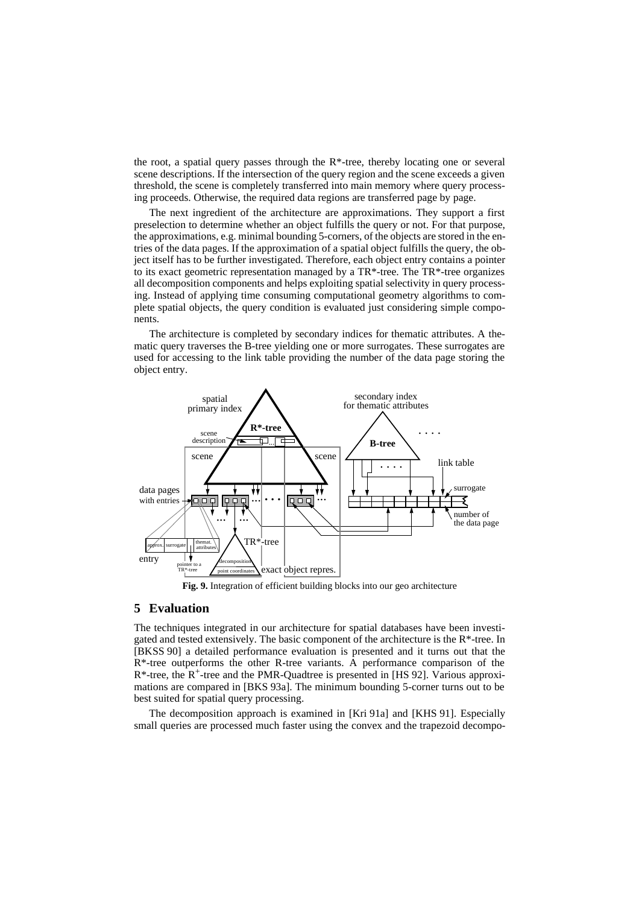the root, a spatial query passes through the R*-tree, thereby locating one or several scene descriptions. If the intersection of the query region and the scene exceeds a given threshold, the scene is completely transferred into main memory where query processing proceeds. Otherwise, the required data regions are transferred page by page.

The next ingredient of the architecture are approximations. They support a first preselection to determine whether an object fulfills the query or not. For that purpose, the approximations, e.g. minimal bounding 5-corners, of the objects are stored in the entries of the data pages. If the approximation of a spatial object fulfills the query, the object itself has to be further investigated. Therefore, each object entry contains a pointer to its exact geometric representation managed by a TR*-tree. The TR*-tree organizes all decomposition components and helps exploiting spatial selectivity in query processing. Instead of applying time consuming computational geometry algorithms to complete spatial objects, the query condition is evaluated just considering simple components.

The architecture is completed by secondary indices for thematic attributes. A thematic query traverses the B-tree yielding one or more surrogates. These surrogates are used for accessing to the link table providing the number of the data page storing the object entry.

**Fig. 9.** Integration of efficient building blocks into our geo architecture

## 5 Evaluation

The techniques integrated in our architecture for spatial databases have been investigated and tested extensively. The basic component of the architecture is the R*-tree. In [BKSS 90] a detailed performance evaluation is presented and it turns out that the R*-tree outperforms the other R-tree variants. A performance comparison of the R*-tree, the $R^+$-tree and the PMR-Quadtree is presented in [HS 92]. Various approximations are compared in [BKS 93a]. The minimum bounding 5-corner turns out to be best suited for spatial query processing.

The decomposition approach is examined in [Kri 91a] and [KHS 91]. Especially small queries are processed much faster using the convex and the trapezoid decompo-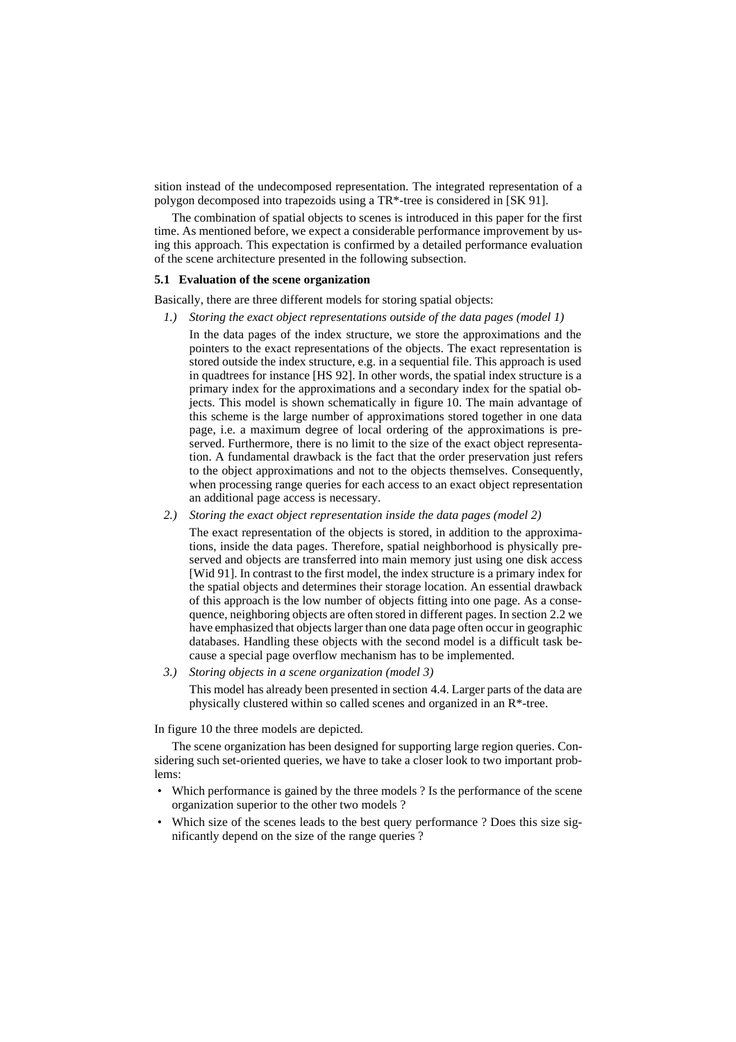sition instead of the undecomposed representation. The integrated representation of a polygon decomposed into trapezoids using a TR*-tree is considered in [SK 91].

The combination of spatial objects to scenes is introduced in this paper for the first time. As mentioned before, we expect a considerable performance improvement by using this approach. This expectation is confirmed by a detailed performance evaluation of the scene architecture presented in the following subsection.

### 5.1 Evaluation of the scene organization

Basically, there are three different models for storing spatial objects:

*1.) Storing the exact object representations outside of the data pages (model 1)*

In the data pages of the index structure, we store the approximations and the pointers to the exact representations of the objects. The exact representation is stored outside the index structure, e.g. in a sequential file. This approach is used in quadtrees for instance [HS 92]. In other words, the spatial index structure is a primary index for the approximations and a secondary index for the spatial objects. This model is shown schematically in figure 10. The main advantage of this scheme is the large number of approximations stored together in one data page, i.e. a maximum degree of local ordering of the approximations is preserved. Furthermore, there is no limit to the size of the exact object representation. A fundamental drawback is the fact that the order preservation just refers to the object approximations and not to the objects themselves. Consequently, when processing range queries for each access to an exact object representation an additional page access is necessary.

*2.) Storing the exact object representation inside the data pages (model 2)*

The exact representation of the objects is stored, in addition to the approximations, inside the data pages. Therefore, spatial neighborhood is physically preserved and objects are transferred into main memory just using one disk access [Wid 91]. In contrast to the first model, the index structure is a primary index for the spatial objects and determines their storage location. An essential drawback of this approach is the low number of objects fitting into one page. As a consequence, neighboring objects are often stored in different pages. In section 2.2 we have emphasized that objects larger than one data page often occur in geographic databases. Handling these objects with the second model is a difficult task because a special page overflow mechanism has to be implemented.

*3.) Storing objects in a scene organization (model 3)*

This model has already been presented in section 4.4. Larger parts of the data are physically clustered within so called scenes and organized in an R*-tree.

In figure 10 the three models are depicted.

The scene organization has been designed for supporting large region queries. Considering such set-oriented queries, we have to take a closer look to two important problems:

- Which performance is gained by the three models ? Is the performance of the scene organization superior to the other two models ?
- Which size of the scenes leads to the best query performance ? Does this size significantly depend on the size of the range queries ?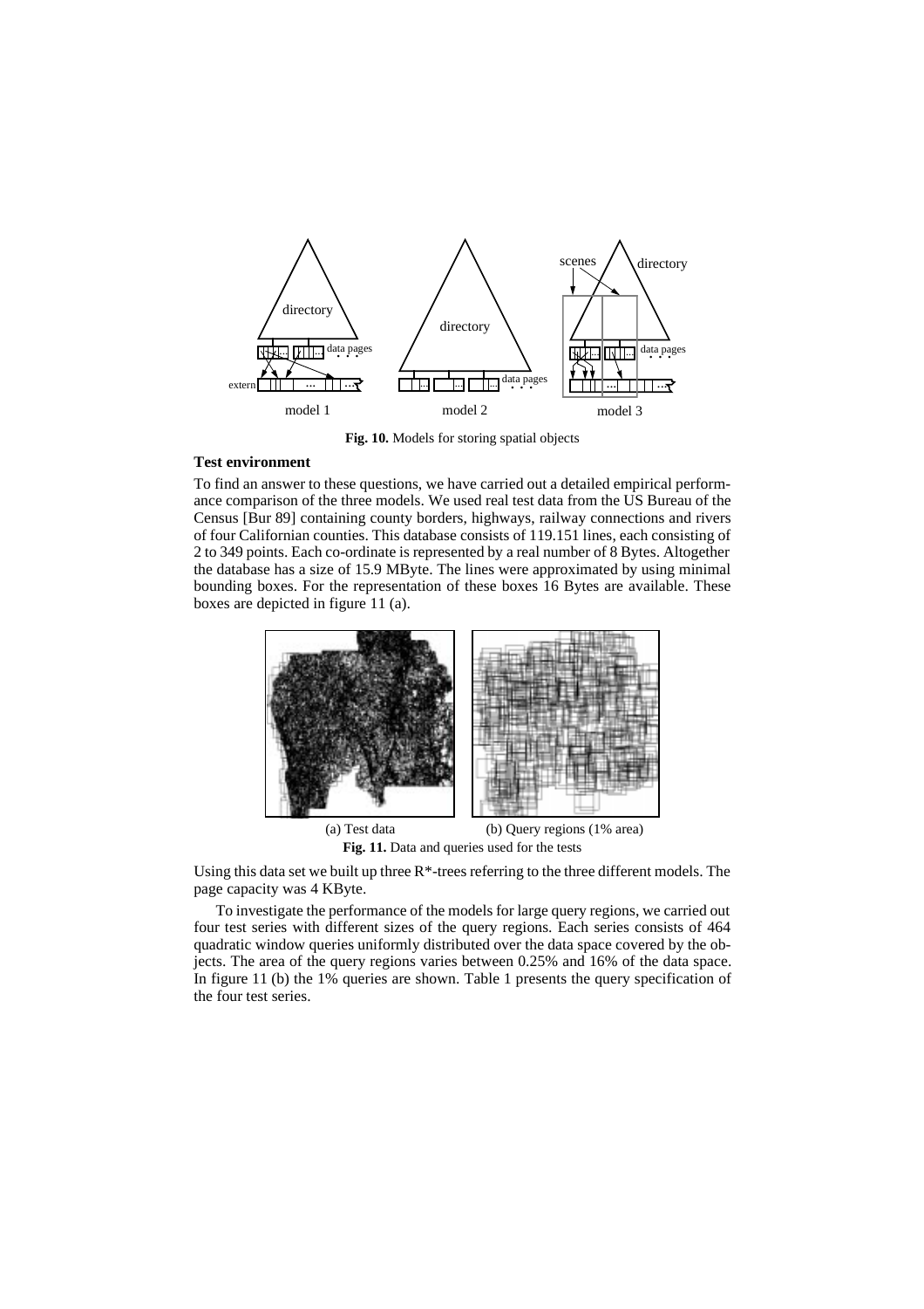Fig. 10. Models for storing spatial objects

**Test environment**

To find an answer to these questions, we have carried out a detailed empirical performance comparison of the three models. We used real test data from the US Bureau of the Census [Bur 89] containing county borders, highways, railway connections and rivers of four Californian counties. This database consists of 119.151 lines, each consisting of 2 to 349 points. Each co-ordinate is represented by a real number of 8 Bytes. Altogether the database has a size of 15.9 MByte. The lines were approximated by using minimal bounding boxes. For the representation of these boxes 16 Bytes are available. These boxes are depicted in figure 11 (a).

(a) Test data (b) Query regions (1% area)

Fig. 11. Data and queries used for the tests

Using this data set we built up three R*-trees referring to the three different models. The page capacity was 4 KByte.

To investigate the performance of the models for large query regions, we carried out four test series with different sizes of the query regions. Each series consists of 464 quadratic window queries uniformly distributed over the data space covered by the objects. The area of the query regions varies between 0.25% and 16% of the data space. In figure 11 (b) the 1% queries are shown. Table 1 presents the query specification of the four test series.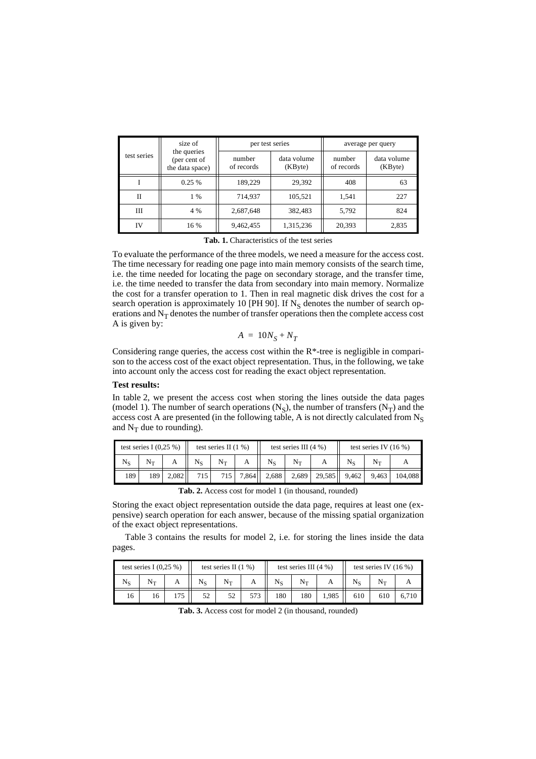| test series | size of the queries (per cent of the data space) | per test series | | average per query | |
|---|---|---|---|---|---|
| | | number of records | data volume (KByte) | number of records | data volume (KByte) |
| I | 0.25 % | 189,229 | 29,392 | 408 | 63 |
| II | 1 % | 714,937 | 105,521 | 1,541 | 227 |
| III | 4 % | 2,687,648 | 382,483 | 5,792 | 824 |
| IV | 16 % | 9,462,455 | 1,315,236 | 20,393 | 2,835 |

**Tab. 1.** Characteristics of the test series

To evaluate the performance of the three models, we need a measure for the access cost. The time necessary for reading one page into main memory consists of the search time, i.e. the time needed for locating the page on secondary storage, and the transfer time, i.e. the time needed to transfer the data from secondary into main memory. Normalize the cost for a transfer operation to 1. Then in real magnetic disk drives the cost for a search operation is approximately 10 [PH 90]. If $N_S$ denotes the number of search operations and $N_T$ denotes the number of transfer operations then the complete access cost A is given by:

$$A = 10N_S + N_T$$

Considering range queries, the access cost within the R*-tree is negligible in comparison to the access cost of the exact object representation. Thus, in the following, we take into account only the access cost for reading the exact object representation.

**Test results:**

In table 2, we present the access cost when storing the lines outside the data pages (model 1). The number of search operations ($N_S$), the number of transfers ($N_T$) and the access cost A are presented (in the following table, A is not directly calculated from $N_S$ and $N_T$ due to rounding).

| test series I (0,25 %) | | | test series II (1 %) | | | test series III (4 %) | | | test series IV (16 %) | | |
|---|---|---|---|---|---|---|---|---|---|---|---|
| $N_S$ | $N_T$ | A | $N_S$ | $N_T$ | A | $N_S$ | $N_T$ | A | $N_S$ | $N_T$ | A |
| 189 | 189 | 2,082 | 715 | 715 | 7,864 | 2,688 | 2,689 | 29,585 | 9,462 | 9,463 | 104,088 |

**Tab. 2.** Access cost for model 1 (in thousand, rounded)

Storing the exact object representation outside the data page, requires at least one (expensive) search operation for each answer, because of the missing spatial organization of the exact object representations.

Table 3 contains the results for model 2, i.e. for storing the lines inside the data pages.

| test series I (0,25 %) | | | test series II (1 %) | | | test series III (4 %) | | | test series IV (16 %) | | |
|---|---|---|---|---|---|---|---|---|---|---|---|
| $N_S$ | $N_T$ | A | $N_S$ | $N_T$ | A | $N_S$ | $N_T$ | A | $N_S$ | $N_T$ | A |
| 16 | 16 | 175 | 52 | 52 | 573 | 180 | 180 | 1,985 | 610 | 610 | 6,710 |

**Tab. 3.** Access cost for model 2 (in thousand, rounded)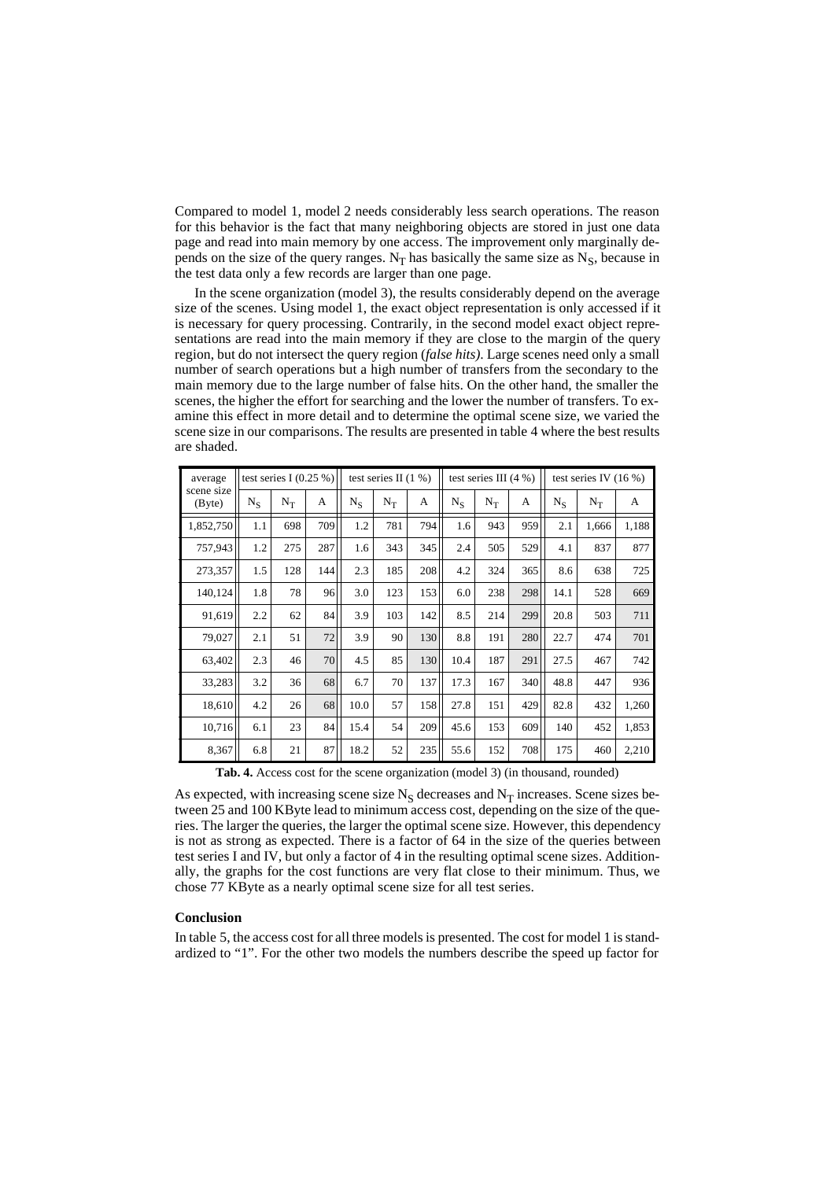Compared to model 1, model 2 needs considerably less search operations. The reason for this behavior is the fact that many neighboring objects are stored in just one data page and read into main memory by one access. The improvement only marginally depends on the size of the query ranges. $N_T$ has basically the same size as $N_S$, because in the test data only a few records are larger than one page.

In the scene organization (model 3), the results considerably depend on the average size of the scenes. Using model 1, the exact object representation is only accessed if it is necessary for query processing. Contrarily, in the second model exact object representations are read into the main memory if they are close to the margin of the query region, but do not intersect the query region (*false hits)*. Large scenes need only a small number of search operations but a high number of transfers from the secondary to the main memory due to the large number of false hits. On the other hand, the smaller the scenes, the higher the effort for searching and the lower the number of transfers. To examine this effect in more detail and to determine the optimal scene size, we varied the scene size in our comparisons. The results are presented in table 4 where the best results are shaded.

| average scene size (Byte) | test series I (0.25 %) | | | test series II (1 %) | | | test series III (4 %) | | | test series IV (16 %) | | |
|---|---|---|---|---|---|---|---|---|---|---|---|---|
| | $N_S$ | $N_T$ | A | $N_S$ | $N_T$ | A | $N_S$ | $N_T$ | A | $N_S$ | $N_T$ | A |
| 1,852,750 | 1.1 | 698 | 709 | 1.2 | 781 | 794 | 1.6 | 943 | 959 | 2.1 | 1,666 | 1,188 |
| 757,943 | 1.2 | 275 | 287 | 1.6 | 343 | 345 | 2.4 | 505 | 529 | 4.1 | 837 | 877 |
| 273,357 | 1.5 | 128 | 144 | 2.3 | 185 | 208 | 4.2 | 324 | 365 | 8.6 | 638 | 725 |
| 140,124 | 1.8 | 78 | 96 | 3.0 | 123 | 153 | 6.0 | 238 | 298 | 14.1 | 528 | 669 |
| 91,619 | 2.2 | 62 | 84 | 3.9 | 103 | 142 | 8.5 | 214 | 299 | 20.8 | 503 | 711 |
| 79,027 | 2.1 | 51 | 72 | 3.9 | 90 | 130 | 8.8 | 191 | 280 | 22.7 | 474 | 701 |
| 63,402 | 2.3 | 46 | 70 | 4.5 | 85 | 130 | 10.4 | 187 | 291 | 27.5 | 467 | 742 |
| 33,283 | 3.2 | 36 | 68 | 6.7 | 70 | 137 | 17.3 | 167 | 340 | 48.8 | 447 | 936 |
| 18,610 | 4.2 | 26 | 68 | 10.0 | 57 | 158 | 27.8 | 151 | 429 | 82.8 | 432 | 1,260 |
| 10,716 | 6.1 | 23 | 84 | 15.4 | 54 | 209 | 45.6 | 153 | 609 | 140 | 452 | 1,853 |
| 8,367 | 6.8 | 21 | 87 | 18.2 | 52 | 235 | 55.6 | 152 | 708 | 175 | 460 | 2,210 |

**Tab. 4.** Access cost for the scene organization (model 3) (in thousand, rounded)

As expected, with increasing scene size $N_S$ decreases and $N_T$ increases. Scene sizes between 25 and 100 KByte lead to minimum access cost, depending on the size of the queries. The larger the queries, the larger the optimal scene size. However, this dependency is not as strong as expected. There is a factor of 64 in the size of the queries between test series I and IV, but only a factor of 4 in the resulting optimal scene sizes. Additionally, the graphs for the cost functions are very flat close to their minimum. Thus, we chose 77 KByte as a nearly optimal scene size for all test series.

### Conclusion

In table 5, the access cost for all three models is presented. The cost for model 1 is standardized to "1". For the other two models the numbers describe the speed up factor for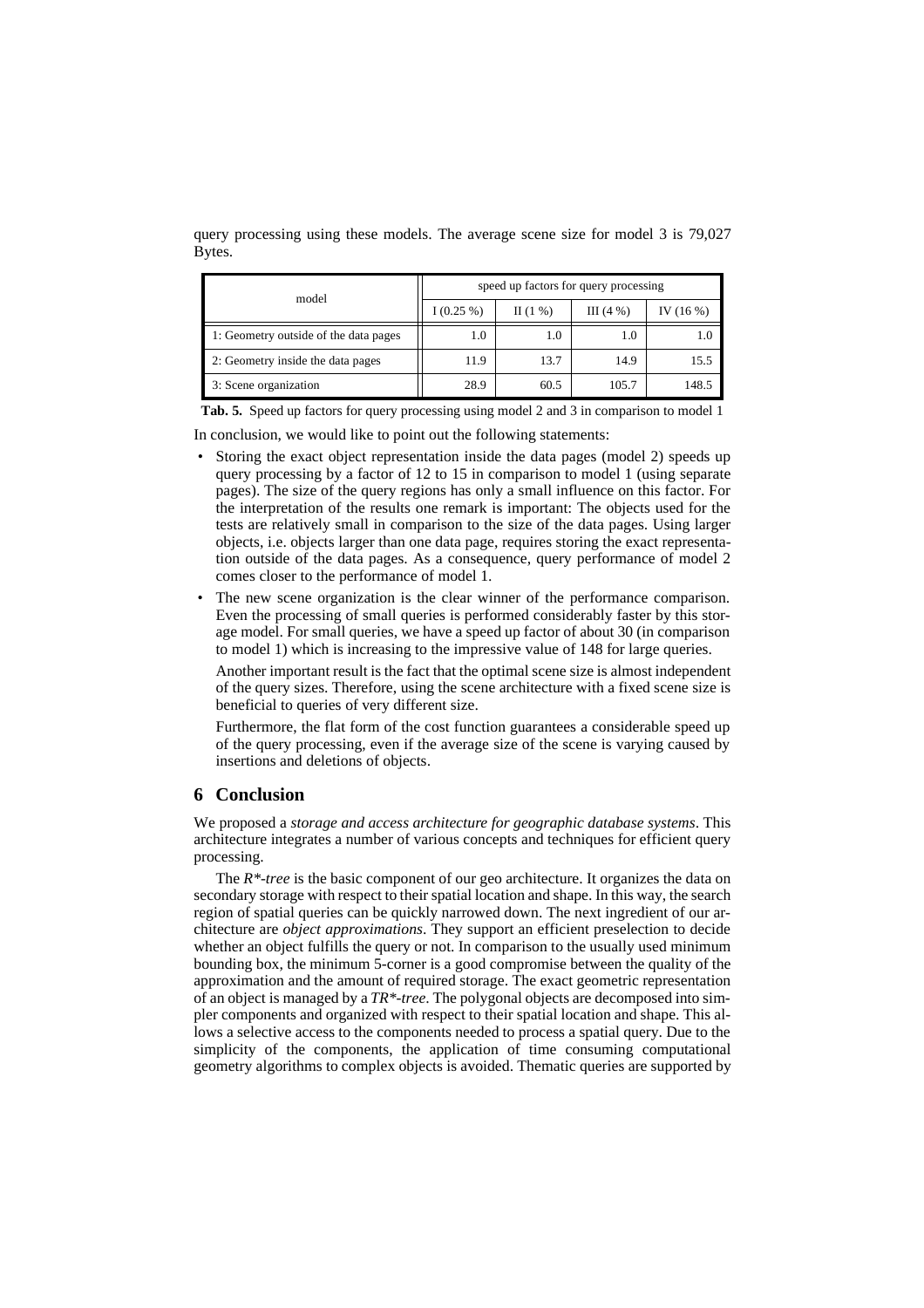query processing using these models. The average scene size for model 3 is 79,027 Bytes.

| model | speed up factors for query processing | | | |
|---|---|---|---|---|
| | I (0.25 %) | II (1 %) | III (4 %) | IV (16 %) |
| 1: Geometry outside of the data pages | 1.0 | 1.0 | 1.0 | 1.0 |
| 2: Geometry inside the data pages | 11.9 | 13.7 | 14.9 | 15.5 |
| 3: Scene organization | 28.9 | 60.5 | 105.7 | 148.5 |

**Tab. 5.** Speed up factors for query processing using model 2 and 3 in comparison to model 1

In conclusion, we would like to point out the following statements:

- Storing the exact object representation inside the data pages (model 2) speeds up query processing by a factor of 12 to 15 in comparison to model 1 (using separate pages). The size of the query regions has only a small influence on this factor. For the interpretation of the results one remark is important: The objects used for the tests are relatively small in comparison to the size of the data pages. Using larger objects, i.e. objects larger than one data page, requires storing the exact representation outside of the data pages. As a consequence, query performance of model 2 comes closer to the performance of model 1.
- The new scene organization is the clear winner of the performance comparison. Even the processing of small queries is performed considerably faster by this storage model. For small queries, we have a speed up factor of about 30 (in comparison to model 1) which is increasing to the impressive value of 148 for large queries.

  Another important result is the fact that the optimal scene size is almost independent of the query sizes. Therefore, using the scene architecture with a fixed scene size is beneficial to queries of very different size.

  Furthermore, the flat form of the cost function guarantees a considerable speed up of the query processing, even if the average size of the scene is varying caused by insertions and deletions of objects.

## 6 Conclusion

We proposed a *storage and access architecture for geographic database systems*. This architecture integrates a number of various concepts and techniques for efficient query processing.

The *R\*-tree* is the basic component of our geo architecture. It organizes the data on secondary storage with respect to their spatial location and shape. In this way, the search region of spatial queries can be quickly narrowed down. The next ingredient of our architecture are *object approximations*. They support an efficient preselection to decide whether an object fulfills the query or not. In comparison to the usually used minimum bounding box, the minimum 5-corner is a good compromise between the quality of the approximation and the amount of required storage. The exact geometric representation of an object is managed by a *TR\*-tree*. The polygonal objects are decomposed into simpler components and organized with respect to their spatial location and shape. This allows a selective access to the components needed to process a spatial query. Due to the simplicity of the components, the application of time consuming computational geometry algorithms to complex objects is avoided. Thematic queries are supported by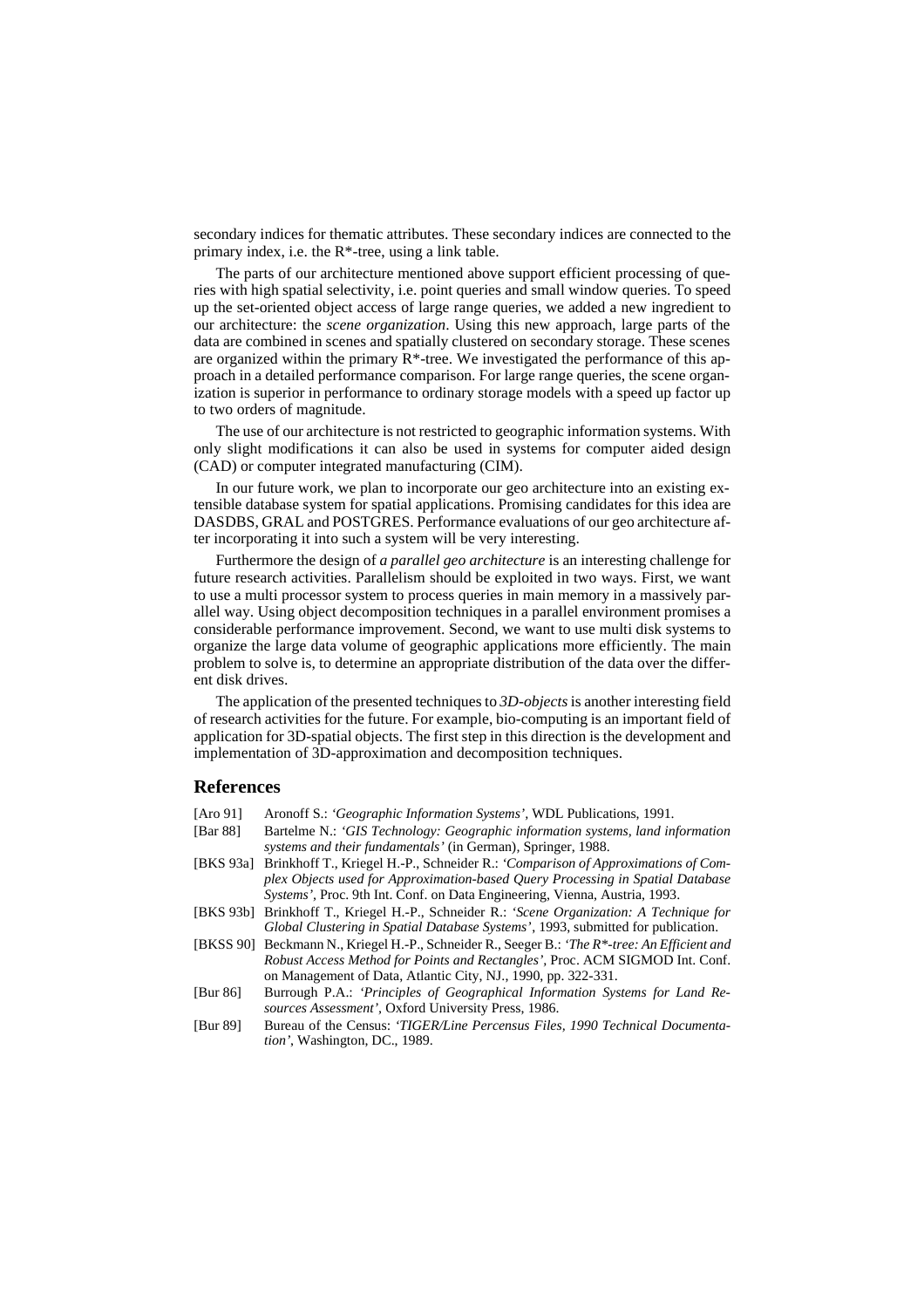secondary indices for thematic attributes. These secondary indices are connected to the primary index, i.e. the R*-tree, using a link table.

The parts of our architecture mentioned above support efficient processing of queries with high spatial selectivity, i.e. point queries and small window queries. To speed up the set-oriented object access of large range queries, we added a new ingredient to our architecture: the *scene organization*. Using this new approach, large parts of the data are combined in scenes and spatially clustered on secondary storage. These scenes are organized within the primary R*-tree. We investigated the performance of this approach in a detailed performance comparison. For large range queries, the scene organization is superior in performance to ordinary storage models with a speed up factor up to two orders of magnitude.

The use of our architecture is not restricted to geographic information systems. With only slight modifications it can also be used in systems for computer aided design (CAD) or computer integrated manufacturing (CIM).

In our future work, we plan to incorporate our geo architecture into an existing extensible database system for spatial applications. Promising candidates for this idea are DASDBS, GRAL and POSTGRES. Performance evaluations of our geo architecture after incorporating it into such a system will be very interesting.

Furthermore the design of *a parallel geo architecture* is an interesting challenge for future research activities. Parallelism should be exploited in two ways. First, we want to use a multi processor system to process queries in main memory in a massively parallel way. Using object decomposition techniques in a parallel environment promises a considerable performance improvement. Second, we want to use multi disk systems to organize the large data volume of geographic applications more efficiently. The main problem to solve is, to determine an appropriate distribution of the data over the different disk drives.

The application of the presented techniques to *3D-objects* is another interesting field of research activities for the future. For example, bio-computing is an important field of application for 3D-spatial objects. The first step in this direction is the development and implementation of 3D-approximation and decomposition techniques.

## References

[Aro 91] Aronoff S.: *'Geographic Information Systems'*, WDL Publications, 1991.

[Bar 88] Bartelme N.: *'GIS Technology: Geographic information systems, land information systems and their fundamentals'* (in German), Springer, 1988.

[BKS 93a] Brinkhoff T., Kriegel H.-P., Schneider R.: *'Comparison of Approximations of Complex Objects used for Approximation-based Query Processing in Spatial Database Systems'*, Proc. 9th Int. Conf. on Data Engineering, Vienna, Austria, 1993.

[BKS 93b] Brinkhoff T., Kriegel H.-P., Schneider R.: *'Scene Organization: A Technique for Global Clustering in Spatial Database Systems'*, 1993, submitted for publication.

[BKSS 90] Beckmann N., Kriegel H.-P., Schneider R., Seeger B.: *'The R*-tree: An Efficient and Robust Access Method for Points and Rectangles'*, Proc. ACM SIGMOD Int. Conf. on Management of Data, Atlantic City, NJ., 1990, pp. 322-331.

[Bur 86] Burrough P.A.: *'Principles of Geographical Information Systems for Land Resources Assessment'*, Oxford University Press, 1986.

[Bur 89] Bureau of the Census: *'TIGER/Line Percensus Files, 1990 Technical Documentation'*, Washington, DC., 1989.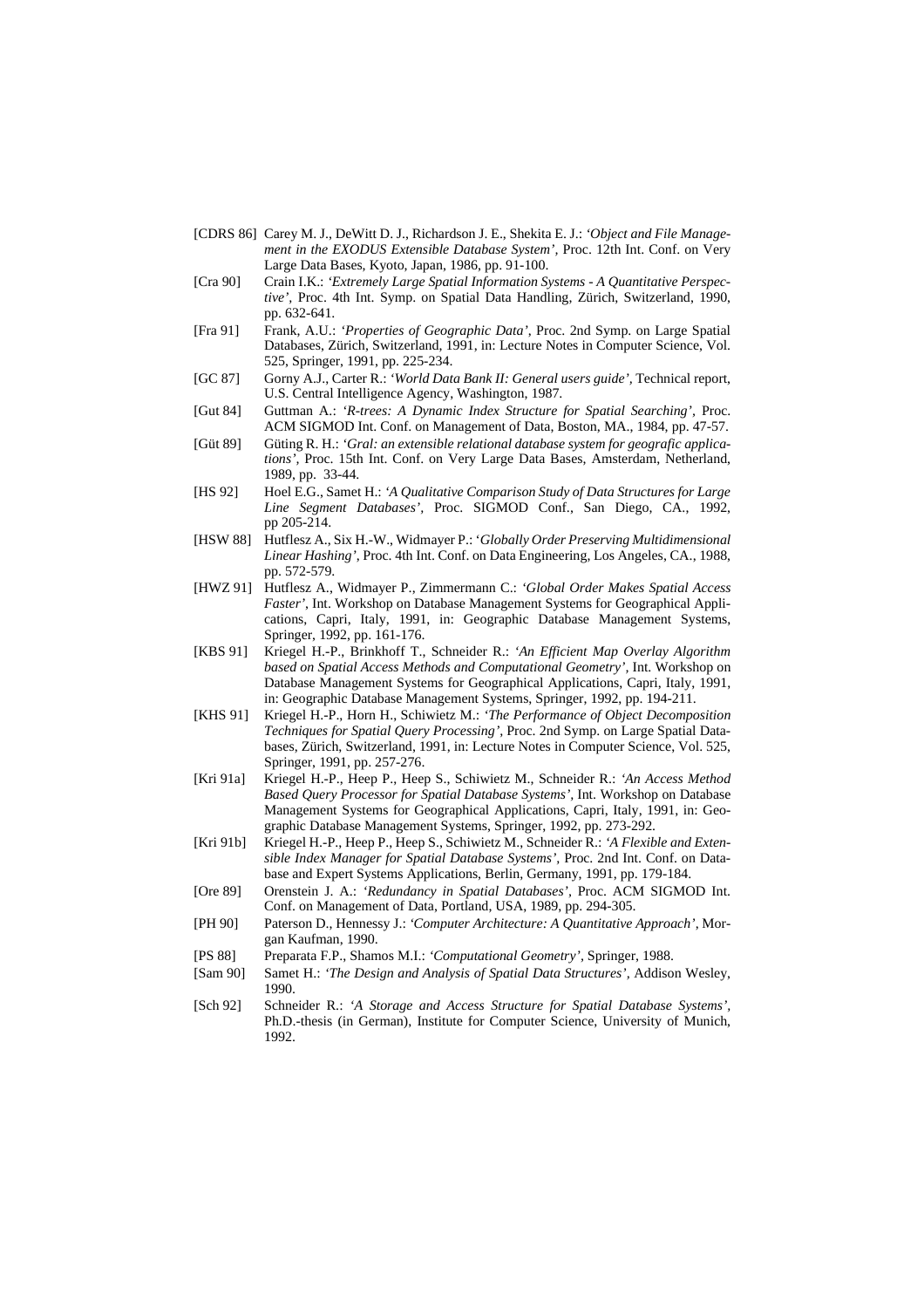[CDRS 86] Carey M. J., DeWitt D. J., Richardson J. E., Shekita E. J.: *'Object and File Management in the EXODUS Extensible Database System'*, Proc. 12th Int. Conf. on Very Large Data Bases, Kyoto, Japan, 1986, pp. 91-100.

[Cra 90] Crain I.K.: *'Extremely Large Spatial Information Systems - A Quantitative Perspective'*, Proc. 4th Int. Symp. on Spatial Data Handling, Zürich, Switzerland, 1990, pp. 632-641.

[Fra 91] Frank, A.U.: *'Properties of Geographic Data'*, Proc. 2nd Symp. on Large Spatial Databases, Zürich, Switzerland, 1991, in: Lecture Notes in Computer Science, Vol. 525, Springer, 1991, pp. 225-234.

[GC 87] Gorny A.J., Carter R.: *'World Data Bank II: General users guide'*, Technical report, U.S. Central Intelligence Agency, Washington, 1987.

[Gut 84] Guttman A.: *'R-trees: A Dynamic Index Structure for Spatial Searching'*, Proc. ACM SIGMOD Int. Conf. on Management of Data, Boston, MA., 1984, pp. 47-57.

[Güt 89] Güting R. H.: *'Gral: an extensible relational database system for geografic applications'*, Proc. 15th Int. Conf. on Very Large Data Bases, Amsterdam, Netherland, 1989, pp. 33-44.

[HS 92] Hoel E.G., Samet H.: *'A Qualitative Comparison Study of Data Structures for Large Line Segment Databases'*, Proc. SIGMOD Conf., San Diego, CA., 1992, pp 205-214.

[HSW 88] Hutflesz A., Six H.-W., Widmayer P.: *'Globally Order Preserving Multidimensional Linear Hashing'*, Proc. 4th Int. Conf. on Data Engineering, Los Angeles, CA., 1988, pp. 572-579.

[HWZ 91] Hutflesz A., Widmayer P., Zimmermann C.: *'Global Order Makes Spatial Access Faster'*, Int. Workshop on Database Management Systems for Geographical Applications, Capri, Italy, 1991, in: Geographic Database Management Systems, Springer, 1992, pp. 161-176.

[KBS 91] Kriegel H.-P., Brinkhoff T., Schneider R.: *'An Efficient Map Overlay Algorithm based on Spatial Access Methods and Computational Geometry'*, Int. Workshop on Database Management Systems for Geographical Applications, Capri, Italy, 1991, in: Geographic Database Management Systems, Springer, 1992, pp. 194-211.

[KHS 91] Kriegel H.-P., Horn H., Schiwietz M.: *'The Performance of Object Decomposition Techniques for Spatial Query Processing'*, Proc. 2nd Symp. on Large Spatial Databases, Zürich, Switzerland, 1991, in: Lecture Notes in Computer Science, Vol. 525, Springer, 1991, pp. 257-276.

[Kri 91a] Kriegel H.-P., Heep P., Heep S., Schiwietz M., Schneider R.: *'An Access Method Based Query Processor for Spatial Database Systems'*, Int. Workshop on Database Management Systems for Geographical Applications, Capri, Italy, 1991, in: Geographic Database Management Systems, Springer, 1992, pp. 273-292.

[Kri 91b] Kriegel H.-P., Heep P., Heep S., Schiwietz M., Schneider R.: *'A Flexible and Extensible Index Manager for Spatial Database Systems'*, Proc. 2nd Int. Conf. on Database and Expert Systems Applications, Berlin, Germany, 1991, pp. 179-184.

[Ore 89] Orenstein J. A.: *'Redundancy in Spatial Databases'*, Proc. ACM SIGMOD Int. Conf. on Management of Data, Portland, USA, 1989, pp. 294-305.

[PH 90] Paterson D., Hennessy J.: *'Computer Architecture: A Quantitative Approach'*, Morgan Kaufman, 1990.

[PS 88] Preparata F.P., Shamos M.I.: *'Computational Geometry'*, Springer, 1988.

[Sam 90] Samet H.: *'The Design and Analysis of Spatial Data Structures'*, Addison Wesley, 1990.

[Sch 92] Schneider R.: *'A Storage and Access Structure for Spatial Database Systems'*, Ph.D.-thesis (in German), Institute for Computer Science, University of Munich, 1992.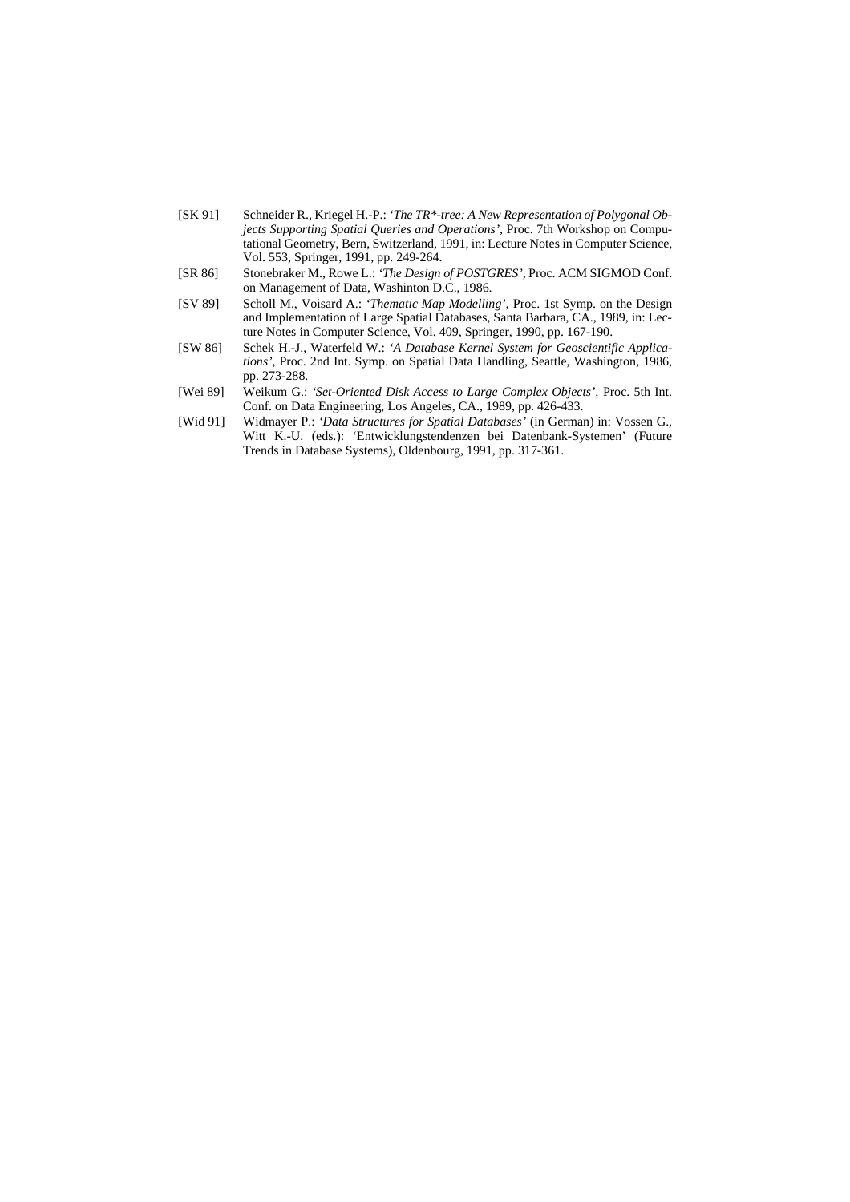[SK 91] Schneider R., Kriegel H.-P.: *'The TR*-tree: A New Representation of Polygonal Objects Supporting Spatial Queries and Operations'*, Proc. 7th Workshop on Computational Geometry, Bern, Switzerland, 1991, in: Lecture Notes in Computer Science, Vol. 553, Springer, 1991, pp. 249-264.

[SR 86] Stonebraker M., Rowe L.: *'The Design of POSTGRES'*, Proc. ACM SIGMOD Conf. on Management of Data, Washinton D.C., 1986.

[SV 89] Scholl M., Voisard A.: *'Thematic Map Modelling'*, Proc. 1st Symp. on the Design and Implementation of Large Spatial Databases, Santa Barbara, CA., 1989, in: Lecture Notes in Computer Science, Vol. 409, Springer, 1990, pp. 167-190.

[SW 86] Schek H.-J., Waterfeld W.: *'A Database Kernel System for Geoscientific Applications'*, Proc. 2nd Int. Symp. on Spatial Data Handling, Seattle, Washington, 1986, pp. 273-288.

[Wei 89] Weikum G.: *'Set-Oriented Disk Access to Large Complex Objects'*, Proc. 5th Int. Conf. on Data Engineering, Los Angeles, CA., 1989, pp. 426-433.

[Wid 91] Widmayer P.: *'Data Structures for Spatial Databases'* (in German) in: Vossen G., Witt K.-U. (eds.): 'Entwicklungstendenzen bei Datenbank-Systemen' (Future Trends in Database Systems), Oldenbourg, 1991, pp. 317-361.